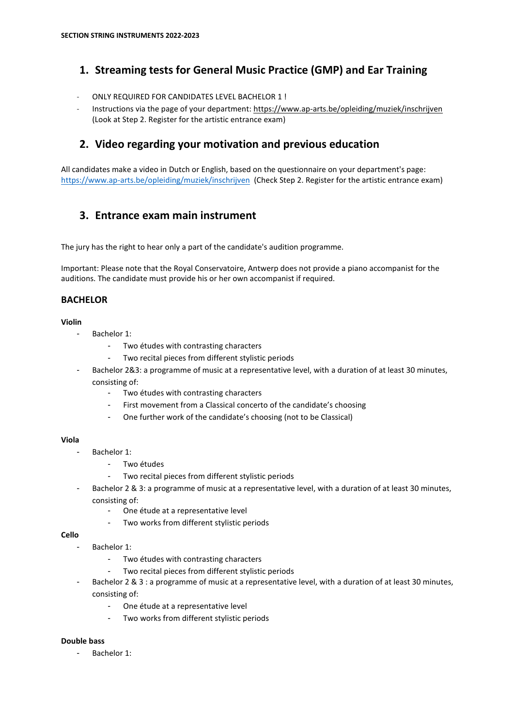SECTION STRING INSTRUMENTS 2022-2023

## 1. Streaming tests for General Music Practice (GMP) and Ear Training

- ONLY REQUIRED FOR CANDIDATES LEVEL BACHELOR 1 !
- Instructions via the page of your department: https://www.ap-arts.be/opleiding/muziek/inschrijven (Look at Step 2. Register for the artistic entrance exam)

## 2. Video regarding your motivation and previous education

All candidates make a video in Dutch or English, based on the questionnaire on your department's page: https://www.ap-arts.be/opleiding/muziek/inschrijven (Check Step 2. Register for the artistic entrance exam)

## 3. Entrance exam main instrument

The jury has the right to hear only a part of the candidate's audition programme.

Important: Please note that the Royal Conservatoire, Antwerp does not provide a piano accompanist for the auditions. The candidate must provide his or her own accompanist if required.

### BACHELOR

**Violin**

- Bachelor 1:
  - Two études with contrasting characters
  - Two recital pieces from different stylistic periods
- Bachelor 2&3: a programme of music at a representative level, with a duration of at least 30 minutes, consisting of:
  - Two études with contrasting characters
  - First movement from a Classical concerto of the candidate's choosing
  - One further work of the candidate's choosing (not to be Classical)

**Viola**

- Bachelor 1:
  - Two études
  - Two recital pieces from different stylistic periods
- Bachelor 2 & 3: a programme of music at a representative level, with a duration of at least 30 minutes, consisting of:
  - One étude at a representative level
  - Two works from different stylistic periods

**Cello**

- Bachelor 1:
  - Two études with contrasting characters
  - Two recital pieces from different stylistic periods
- Bachelor 2 & 3 : a programme of music at a representative level, with a duration of at least 30 minutes, consisting of:
  - One étude at a representative level
  - Two works from different stylistic periods

**Double bass**

- Bachelor 1: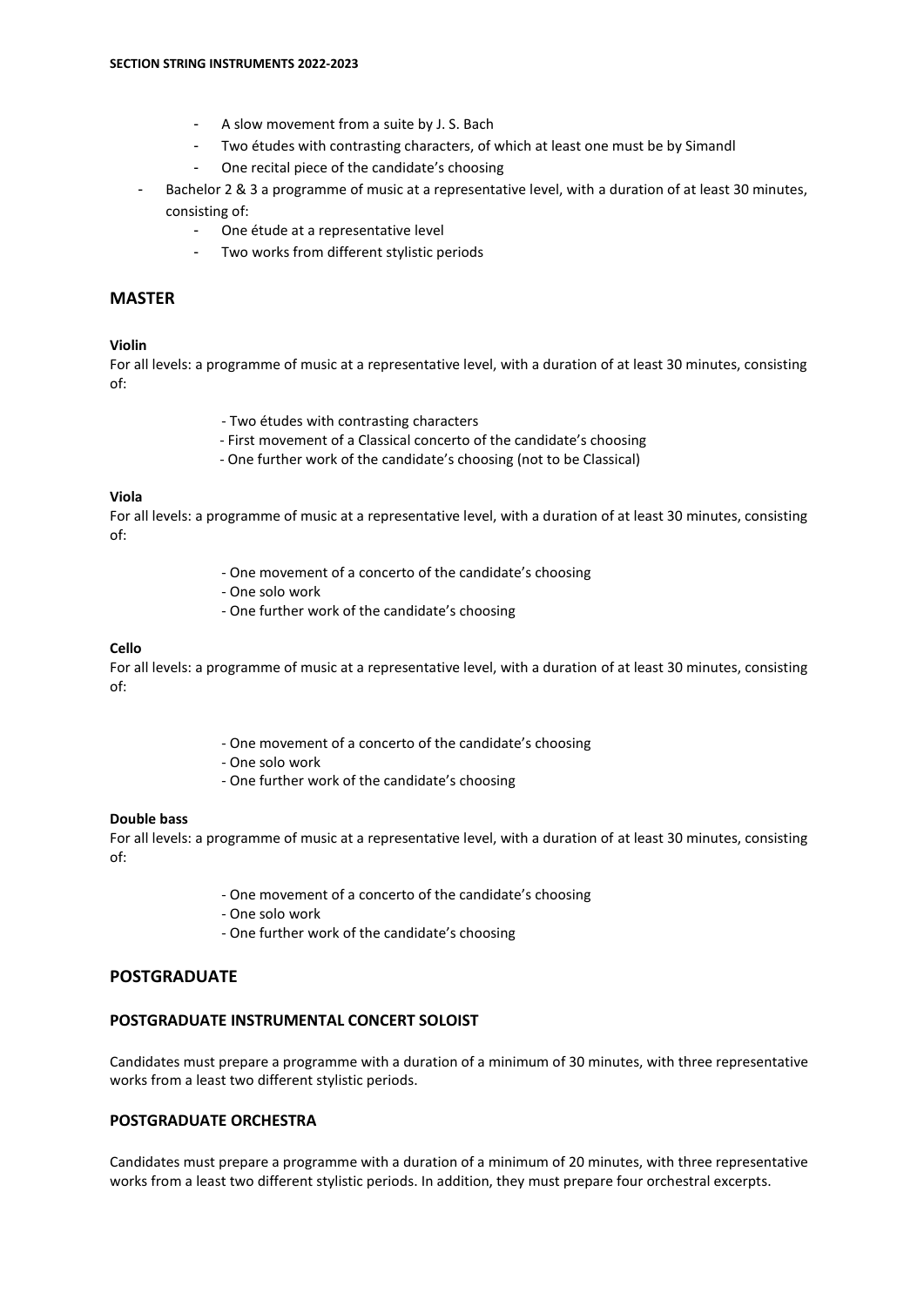- A slow movement from a suite by J. S. Bach
  - Two études with contrasting characters, of which at least one must be by Simandl
  - One recital piece of the candidate's choosing
- Bachelor 2 & 3 a programme of music at a representative level, with a duration of at least 30 minutes, consisting of:
  - One étude at a representative level
  - Two works from different stylistic periods

## MASTER

**Violin**
For all levels: a programme of music at a representative level, with a duration of at least 30 minutes, consisting of:

- Two études with contrasting characters
- First movement of a Classical concerto of the candidate's choosing
- One further work of the candidate's choosing (not to be Classical)

**Viola**
For all levels: a programme of music at a representative level, with a duration of at least 30 minutes, consisting of:

- One movement of a concerto of the candidate's choosing
- One solo work
- One further work of the candidate's choosing

**Cello**
For all levels: a programme of music at a representative level, with a duration of at least 30 minutes, consisting of:

- One movement of a concerto of the candidate's choosing
- One solo work
- One further work of the candidate's choosing

**Double bass**
For all levels: a programme of music at a representative level, with a duration of at least 30 minutes, consisting of:

- One movement of a concerto of the candidate's choosing
- One solo work
- One further work of the candidate's choosing

## POSTGRADUATE

### POSTGRADUATE INSTRUMENTAL CONCERT SOLOIST

Candidates must prepare a programme with a duration of a minimum of 30 minutes, with three representative works from a least two different stylistic periods.

### POSTGRADUATE ORCHESTRA

Candidates must prepare a programme with a duration of a minimum of 20 minutes, with three representative works from a least two different stylistic periods. In addition, they must prepare four orchestral excerpts.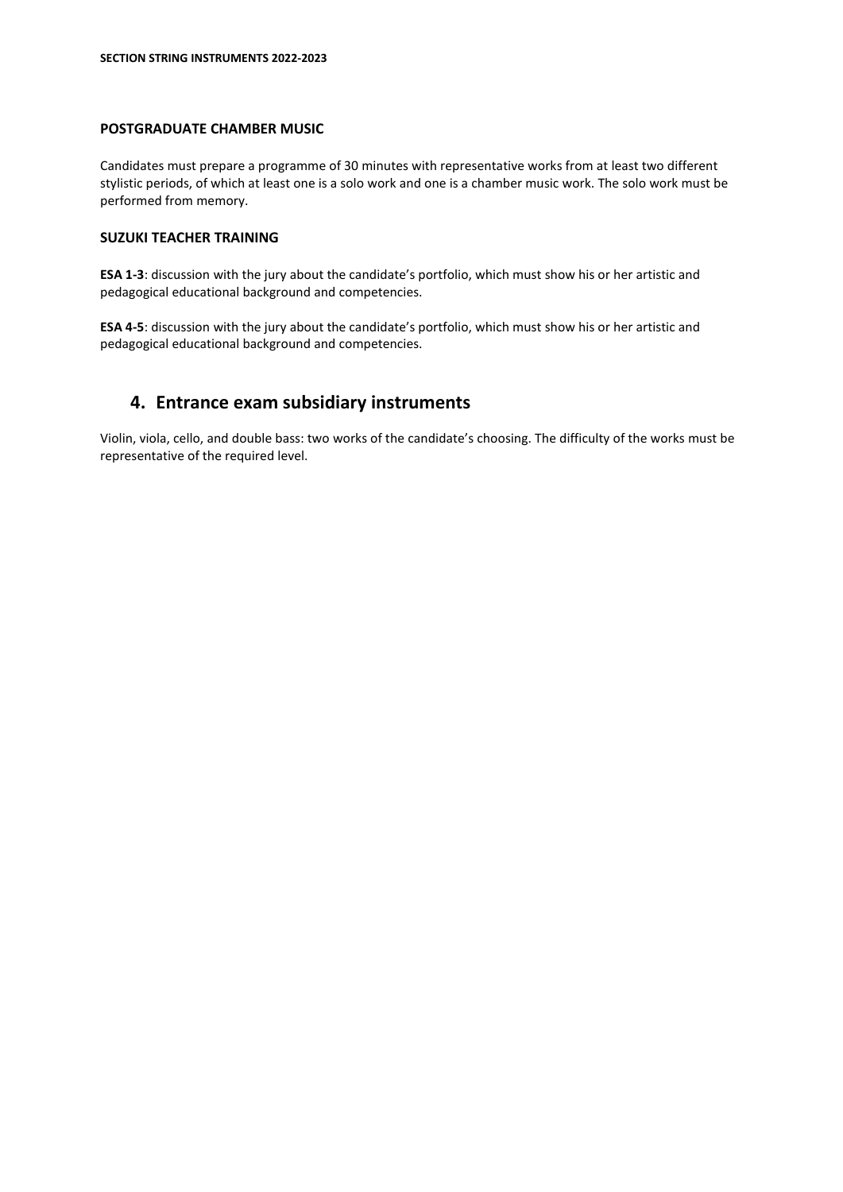### POSTGRADUATE CHAMBER MUSIC

Candidates must prepare a programme of 30 minutes with representative works from at least two different stylistic periods, of which at least one is a solo work and one is a chamber music work. The solo work must be performed from memory.

### SUZUKI TEACHER TRAINING

**ESA 1-3**: discussion with the jury about the candidate's portfolio, which must show his or her artistic and pedagogical educational background and competencies.

**ESA 4-5**: discussion with the jury about the candidate's portfolio, which must show his or her artistic and pedagogical educational background and competencies.

## 4. Entrance exam subsidiary instruments

Violin, viola, cello, and double bass: two works of the candidate's choosing. The difficulty of the works must be representative of the required level.